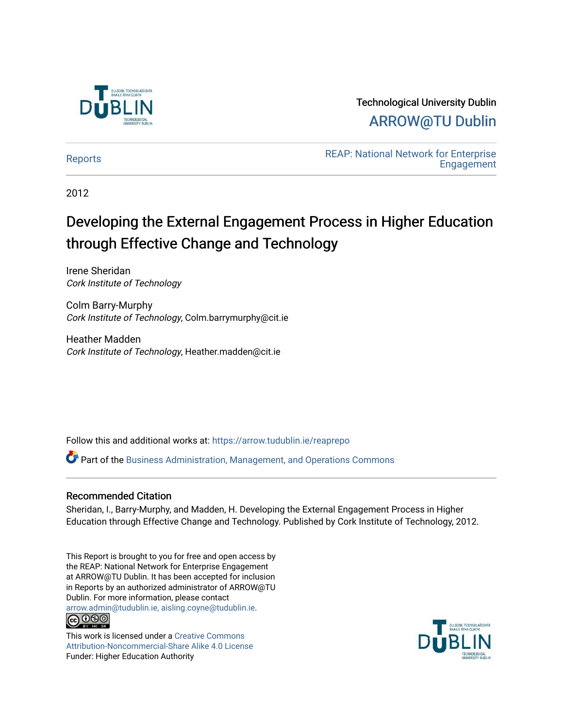Technological University Dublin

ARROW@TU Dublin

Reports

REAP: National Network for Enterprise Engagement

2012

# Developing the External Engagement Process in Higher Education through Effective Change and Technology

Irene Sheridan
*Cork Institute of Technology*

Colm Barry-Murphy
*Cork Institute of Technology*, Colm.barrymurphy@cit.ie

Heather Madden
*Cork Institute of Technology*, Heather.madden@cit.ie

Follow this and additional works at: https://arrow.tudublin.ie/reaprepo

Part of the Business Administration, Management, and Operations Commons

## Recommended Citation

Sheridan, I., Barry-Murphy, and Madden, H. Developing the External Engagement Process in Higher Education through Effective Change and Technology. Published by Cork Institute of Technology, 2012.

This Report is brought to you for free and open access by the REAP: National Network for Enterprise Engagement at ARROW@TU Dublin. It has been accepted for inclusion in Reports by an authorized administrator of ARROW@TU Dublin. For more information, please contact arrow.admin@tudublin.ie, aisling.coyne@tudublin.ie.

This work is licensed under a Creative Commons Attribution-Noncommercial-Share Alike 4.0 License

Funder: Higher Education Authority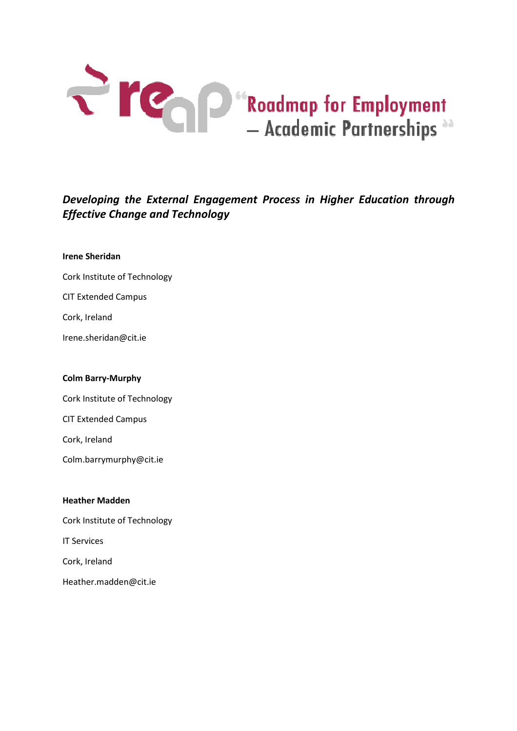"Roadmap for Employment – Academic Partnerships"

*Developing the External Engagement Process in Higher Education through Effective Change and Technology*

**Irene Sheridan**

Cork Institute of Technology

CIT Extended Campus

Cork, Ireland

Irene.sheridan@cit.ie

**Colm Barry-Murphy**

Cork Institute of Technology

CIT Extended Campus

Cork, Ireland

Colm.barrymurphy@cit.ie

**Heather Madden**

Cork Institute of Technology

IT Services

Cork, Ireland

Heather.madden@cit.ie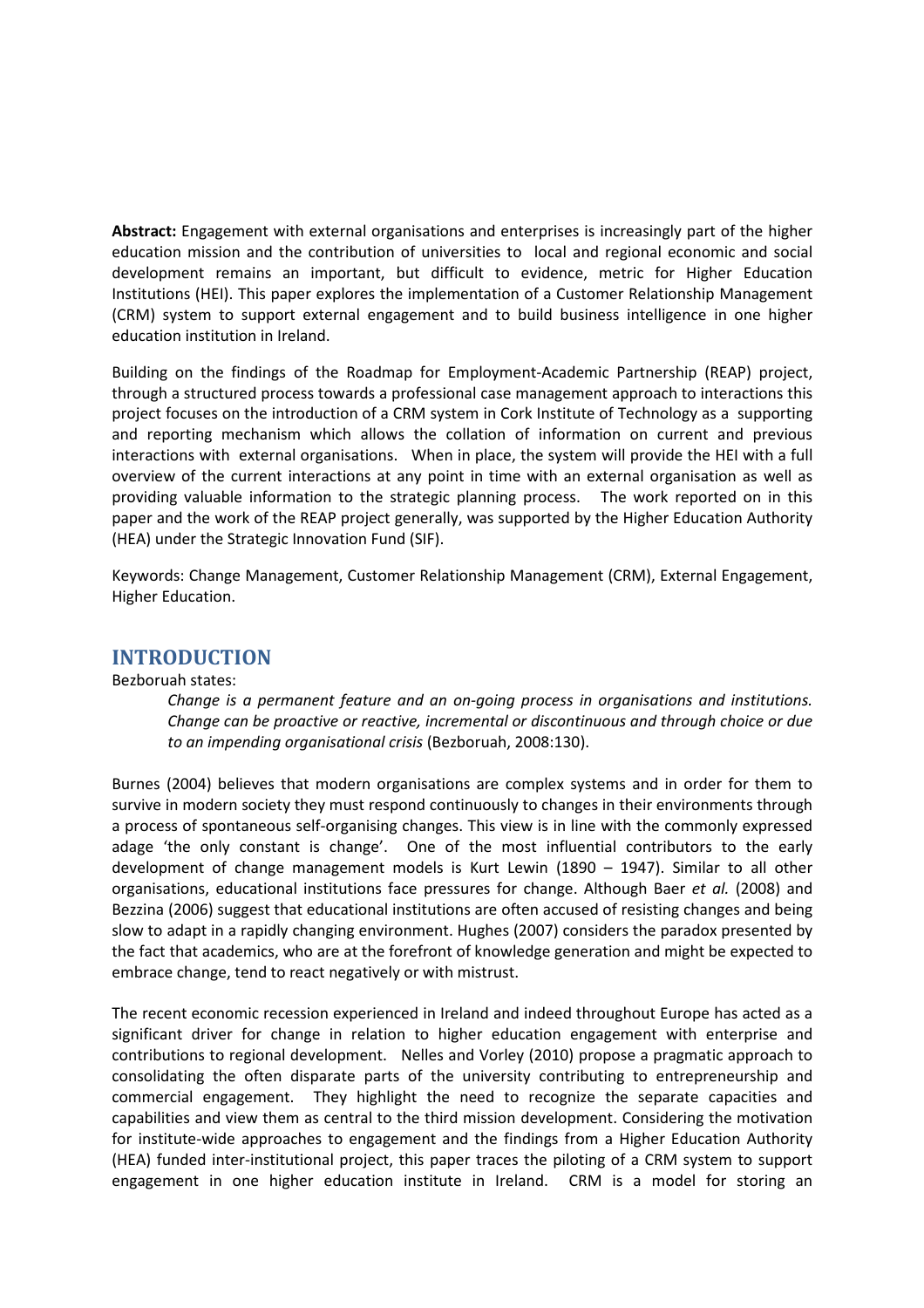**Abstract:** Engagement with external organisations and enterprises is increasingly part of the higher education mission and the contribution of universities to local and regional economic and social development remains an important, but difficult to evidence, metric for Higher Education Institutions (HEI). This paper explores the implementation of a Customer Relationship Management (CRM) system to support external engagement and to build business intelligence in one higher education institution in Ireland.

Building on the findings of the Roadmap for Employment-Academic Partnership (REAP) project, through a structured process towards a professional case management approach to interactions this project focuses on the introduction of a CRM system in Cork Institute of Technology as a supporting and reporting mechanism which allows the collation of information on current and previous interactions with external organisations. When in place, the system will provide the HEI with a full overview of the current interactions at any point in time with an external organisation as well as providing valuable information to the strategic planning process. The work reported on in this paper and the work of the REAP project generally, was supported by the Higher Education Authority (HEA) under the Strategic Innovation Fund (SIF).

Keywords: Change Management, Customer Relationship Management (CRM), External Engagement, Higher Education.

## INTRODUCTION

Bezboruah states:

> *Change is a permanent feature and an on-going process in organisations and institutions. Change can be proactive or reactive, incremental or discontinuous and through choice or due to an impending organisational crisis* (Bezboruah, 2008:130).

Burnes (2004) believes that modern organisations are complex systems and in order for them to survive in modern society they must respond continuously to changes in their environments through a process of spontaneous self-organising changes. This view is in line with the commonly expressed adage 'the only constant is change'. One of the most influential contributors to the early development of change management models is Kurt Lewin (1890 – 1947). Similar to all other organisations, educational institutions face pressures for change. Although Baer *et al.* (2008) and Bezzina (2006) suggest that educational institutions are often accused of resisting changes and being slow to adapt in a rapidly changing environment. Hughes (2007) considers the paradox presented by the fact that academics, who are at the forefront of knowledge generation and might be expected to embrace change, tend to react negatively or with mistrust.

The recent economic recession experienced in Ireland and indeed throughout Europe has acted as a significant driver for change in relation to higher education engagement with enterprise and contributions to regional development. Nelles and Vorley (2010) propose a pragmatic approach to consolidating the often disparate parts of the university contributing to entrepreneurship and commercial engagement. They highlight the need to recognize the separate capacities and capabilities and view them as central to the third mission development. Considering the motivation for institute-wide approaches to engagement and the findings from a Higher Education Authority (HEA) funded inter-institutional project, this paper traces the piloting of a CRM system to support engagement in one higher education institute in Ireland. CRM is a model for storing an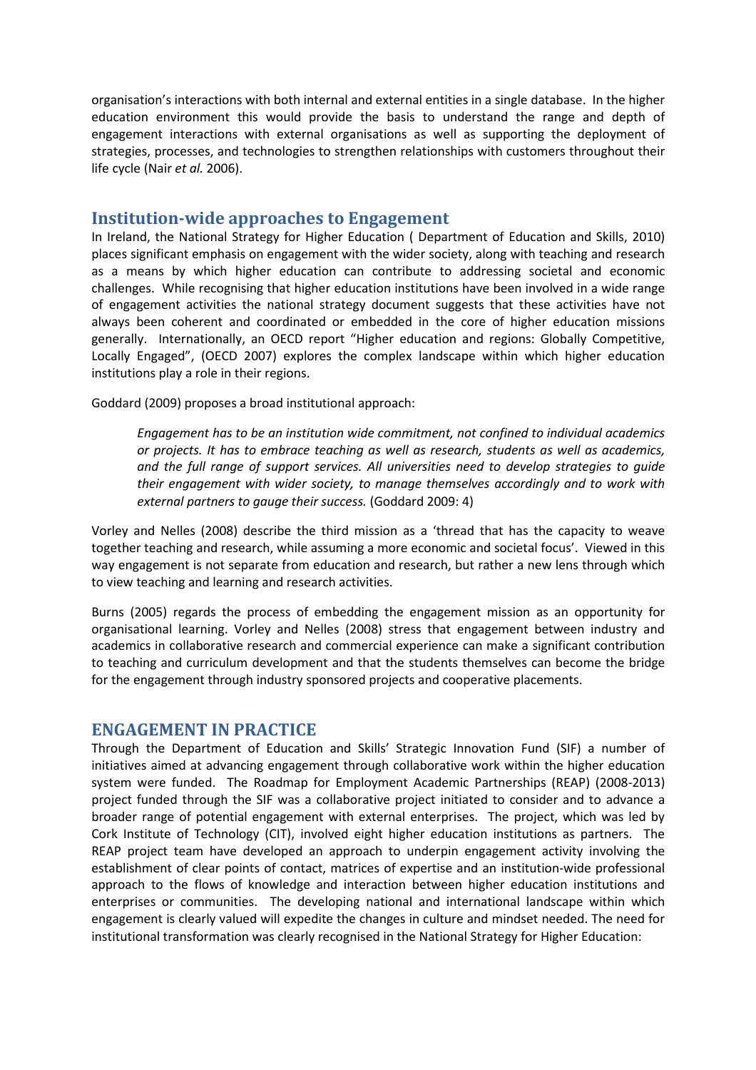organisation's interactions with both internal and external entities in a single database. In the higher education environment this would provide the basis to understand the range and depth of engagement interactions with external organisations as well as supporting the deployment of strategies, processes, and technologies to strengthen relationships with customers throughout their life cycle (Nair *et al.* 2006).

## Institution-wide approaches to Engagement

In Ireland, the National Strategy for Higher Education ( Department of Education and Skills, 2010) places significant emphasis on engagement with the wider society, along with teaching and research as a means by which higher education can contribute to addressing societal and economic challenges. While recognising that higher education institutions have been involved in a wide range of engagement activities the national strategy document suggests that these activities have not always been coherent and coordinated or embedded in the core of higher education missions generally. Internationally, an OECD report "Higher education and regions: Globally Competitive, Locally Engaged", (OECD 2007) explores the complex landscape within which higher education institutions play a role in their regions.

Goddard (2009) proposes a broad institutional approach:

> *Engagement has to be an institution wide commitment, not confined to individual academics or projects. It has to embrace teaching as well as research, students as well as academics, and the full range of support services. All universities need to develop strategies to guide their engagement with wider society, to manage themselves accordingly and to work with external partners to gauge their success.* (Goddard 2009: 4)

Vorley and Nelles (2008) describe the third mission as a 'thread that has the capacity to weave together teaching and research, while assuming a more economic and societal focus'. Viewed in this way engagement is not separate from education and research, but rather a new lens through which to view teaching and learning and research activities.

Burns (2005) regards the process of embedding the engagement mission as an opportunity for organisational learning. Vorley and Nelles (2008) stress that engagement between industry and academics in collaborative research and commercial experience can make a significant contribution to teaching and curriculum development and that the students themselves can become the bridge for the engagement through industry sponsored projects and cooperative placements.

## ENGAGEMENT IN PRACTICE

Through the Department of Education and Skills' Strategic Innovation Fund (SIF) a number of initiatives aimed at advancing engagement through collaborative work within the higher education system were funded. The Roadmap for Employment Academic Partnerships (REAP) (2008-2013) project funded through the SIF was a collaborative project initiated to consider and to advance a broader range of potential engagement with external enterprises. The project, which was led by Cork Institute of Technology (CIT), involved eight higher education institutions as partners. The REAP project team have developed an approach to underpin engagement activity involving the establishment of clear points of contact, matrices of expertise and an institution-wide professional approach to the flows of knowledge and interaction between higher education institutions and enterprises or communities. The developing national and international landscape within which engagement is clearly valued will expedite the changes in culture and mindset needed. The need for institutional transformation was clearly recognised in the National Strategy for Higher Education: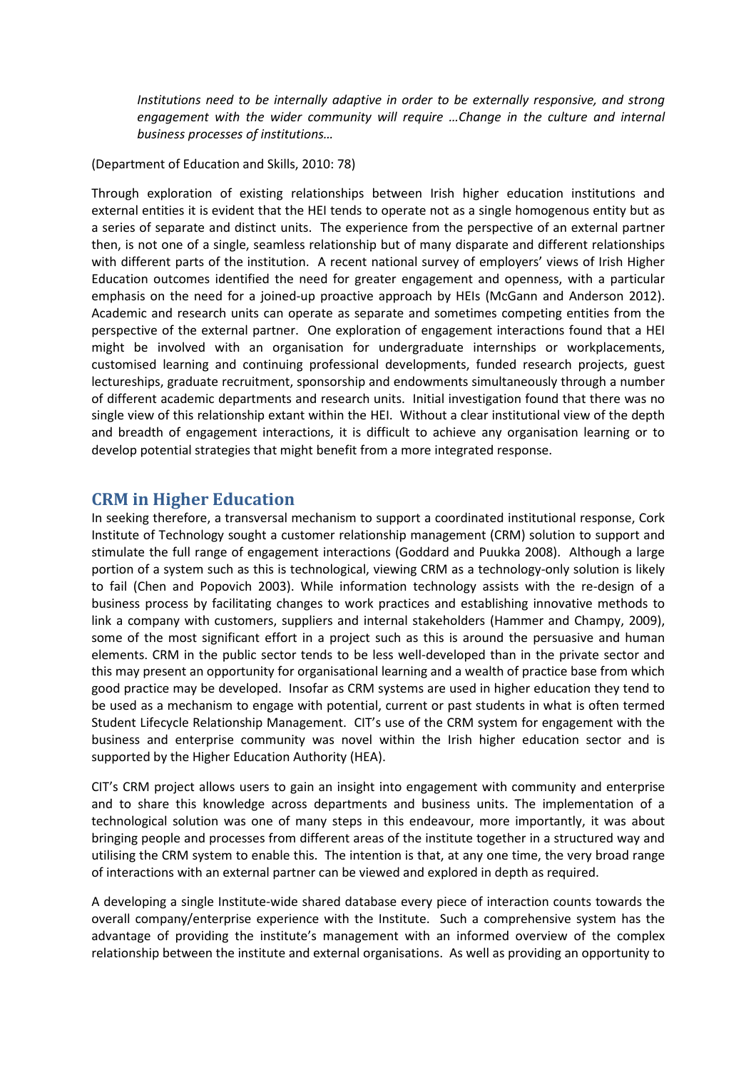> *Institutions need to be internally adaptive in order to be externally responsive, and strong engagement with the wider community will require …Change in the culture and internal business processes of institutions…*

(Department of Education and Skills, 2010: 78)

Through exploration of existing relationships between Irish higher education institutions and external entities it is evident that the HEI tends to operate not as a single homogenous entity but as a series of separate and distinct units. The experience from the perspective of an external partner then, is not one of a single, seamless relationship but of many disparate and different relationships with different parts of the institution. A recent national survey of employers' views of Irish Higher Education outcomes identified the need for greater engagement and openness, with a particular emphasis on the need for a joined-up proactive approach by HEIs (McGann and Anderson 2012). Academic and research units can operate as separate and sometimes competing entities from the perspective of the external partner. One exploration of engagement interactions found that a HEI might be involved with an organisation for undergraduate internships or workplacements, customised learning and continuing professional developments, funded research projects, guest lectureships, graduate recruitment, sponsorship and endowments simultaneously through a number of different academic departments and research units. Initial investigation found that there was no single view of this relationship extant within the HEI. Without a clear institutional view of the depth and breadth of engagement interactions, it is difficult to achieve any organisation learning or to develop potential strategies that might benefit from a more integrated response.

## CRM in Higher Education

In seeking therefore, a transversal mechanism to support a coordinated institutional response, Cork Institute of Technology sought a customer relationship management (CRM) solution to support and stimulate the full range of engagement interactions (Goddard and Puukka 2008). Although a large portion of a system such as this is technological, viewing CRM as a technology-only solution is likely to fail (Chen and Popovich 2003). While information technology assists with the re-design of a business process by facilitating changes to work practices and establishing innovative methods to link a company with customers, suppliers and internal stakeholders (Hammer and Champy, 2009), some of the most significant effort in a project such as this is around the persuasive and human elements. CRM in the public sector tends to be less well-developed than in the private sector and this may present an opportunity for organisational learning and a wealth of practice base from which good practice may be developed. Insofar as CRM systems are used in higher education they tend to be used as a mechanism to engage with potential, current or past students in what is often termed Student Lifecycle Relationship Management. CIT's use of the CRM system for engagement with the business and enterprise community was novel within the Irish higher education sector and is supported by the Higher Education Authority (HEA).

CIT's CRM project allows users to gain an insight into engagement with community and enterprise and to share this knowledge across departments and business units. The implementation of a technological solution was one of many steps in this endeavour, more importantly, it was about bringing people and processes from different areas of the institute together in a structured way and utilising the CRM system to enable this. The intention is that, at any one time, the very broad range of interactions with an external partner can be viewed and explored in depth as required.

A developing a single Institute-wide shared database every piece of interaction counts towards the overall company/enterprise experience with the Institute. Such a comprehensive system has the advantage of providing the institute's management with an informed overview of the complex relationship between the institute and external organisations. As well as providing an opportunity to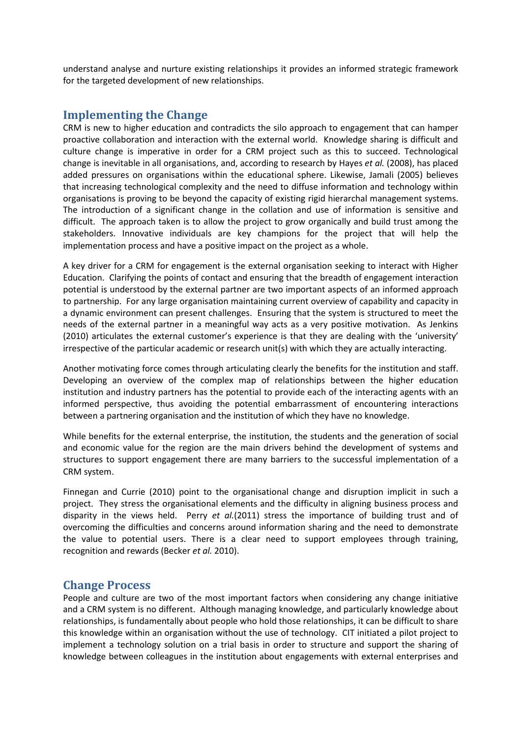understand analyse and nurture existing relationships it provides an informed strategic framework for the targeted development of new relationships.

## Implementing the Change

CRM is new to higher education and contradicts the silo approach to engagement that can hamper proactive collaboration and interaction with the external world. Knowledge sharing is difficult and culture change is imperative in order for a CRM project such as this to succeed. Technological change is inevitable in all organisations, and, according to research by Hayes *et al.* (2008), has placed added pressures on organisations within the educational sphere. Likewise, Jamali (2005) believes that increasing technological complexity and the need to diffuse information and technology within organisations is proving to be beyond the capacity of existing rigid hierarchal management systems. The introduction of a significant change in the collation and use of information is sensitive and difficult. The approach taken is to allow the project to grow organically and build trust among the stakeholders. Innovative individuals are key champions for the project that will help the implementation process and have a positive impact on the project as a whole.

A key driver for a CRM for engagement is the external organisation seeking to interact with Higher Education. Clarifying the points of contact and ensuring that the breadth of engagement interaction potential is understood by the external partner are two important aspects of an informed approach to partnership. For any large organisation maintaining current overview of capability and capacity in a dynamic environment can present challenges. Ensuring that the system is structured to meet the needs of the external partner in a meaningful way acts as a very positive motivation. As Jenkins (2010) articulates the external customer's experience is that they are dealing with the 'university' irrespective of the particular academic or research unit(s) with which they are actually interacting.

Another motivating force comes through articulating clearly the benefits for the institution and staff. Developing an overview of the complex map of relationships between the higher education institution and industry partners has the potential to provide each of the interacting agents with an informed perspective, thus avoiding the potential embarrassment of encountering interactions between a partnering organisation and the institution of which they have no knowledge.

While benefits for the external enterprise, the institution, the students and the generation of social and economic value for the region are the main drivers behind the development of systems and structures to support engagement there are many barriers to the successful implementation of a CRM system.

Finnegan and Currie (2010) point to the organisational change and disruption implicit in such a project. They stress the organisational elements and the difficulty in aligning business process and disparity in the views held. Perry *et al.*(2011) stress the importance of building trust and of overcoming the difficulties and concerns around information sharing and the need to demonstrate the value to potential users. There is a clear need to support employees through training, recognition and rewards (Becker *et al.* 2010).

## Change Process

People and culture are two of the most important factors when considering any change initiative and a CRM system is no different. Although managing knowledge, and particularly knowledge about relationships, is fundamentally about people who hold those relationships, it can be difficult to share this knowledge within an organisation without the use of technology. CIT initiated a pilot project to implement a technology solution on a trial basis in order to structure and support the sharing of knowledge between colleagues in the institution about engagements with external enterprises and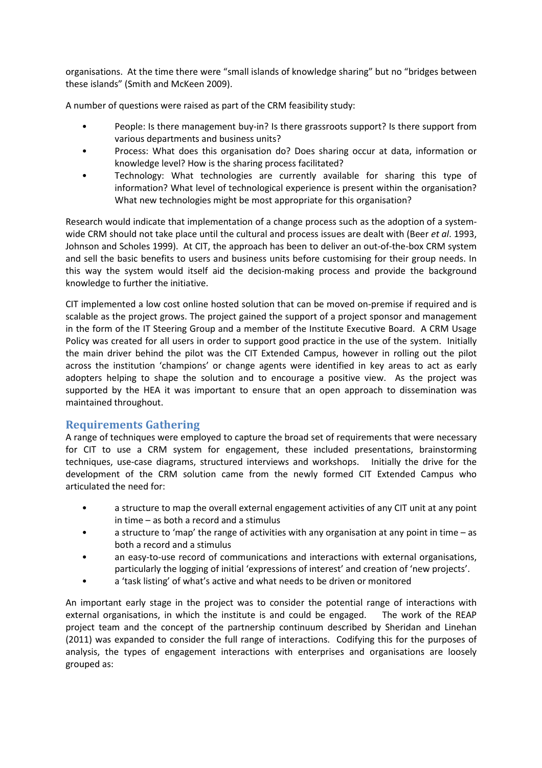organisations. At the time there were "small islands of knowledge sharing" but no "bridges between these islands" (Smith and McKeen 2009).

A number of questions were raised as part of the CRM feasibility study:

- People: Is there management buy-in? Is there grassroots support? Is there support from various departments and business units?
- Process: What does this organisation do? Does sharing occur at data, information or knowledge level? How is the sharing process facilitated?
- Technology: What technologies are currently available for sharing this type of information? What level of technological experience is present within the organisation? What new technologies might be most appropriate for this organisation?

Research would indicate that implementation of a change process such as the adoption of a system-wide CRM should not take place until the cultural and process issues are dealt with (Beer *et al*. 1993, Johnson and Scholes 1999). At CIT, the approach has been to deliver an out-of-the-box CRM system and sell the basic benefits to users and business units before customising for their group needs. In this way the system would itself aid the decision-making process and provide the background knowledge to further the initiative.

CIT implemented a low cost online hosted solution that can be moved on-premise if required and is scalable as the project grows. The project gained the support of a project sponsor and management in the form of the IT Steering Group and a member of the Institute Executive Board. A CRM Usage Policy was created for all users in order to support good practice in the use of the system. Initially the main driver behind the pilot was the CIT Extended Campus, however in rolling out the pilot across the institution 'champions' or change agents were identified in key areas to act as early adopters helping to shape the solution and to encourage a positive view. As the project was supported by the HEA it was important to ensure that an open approach to dissemination was maintained throughout.

## Requirements Gathering

A range of techniques were employed to capture the broad set of requirements that were necessary for CIT to use a CRM system for engagement, these included presentations, brainstorming techniques, use-case diagrams, structured interviews and workshops. Initially the drive for the development of the CRM solution came from the newly formed CIT Extended Campus who articulated the need for:

- a structure to map the overall external engagement activities of any CIT unit at any point in time – as both a record and a stimulus
- a structure to 'map' the range of activities with any organisation at any point in time – as both a record and a stimulus
- an easy-to-use record of communications and interactions with external organisations, particularly the logging of initial 'expressions of interest' and creation of 'new projects'.
- a 'task listing' of what's active and what needs to be driven or monitored

An important early stage in the project was to consider the potential range of interactions with external organisations, in which the institute is and could be engaged. The work of the REAP project team and the concept of the partnership continuum described by Sheridan and Linehan (2011) was expanded to consider the full range of interactions. Codifying this for the purposes of analysis, the types of engagement interactions with enterprises and organisations are loosely grouped as: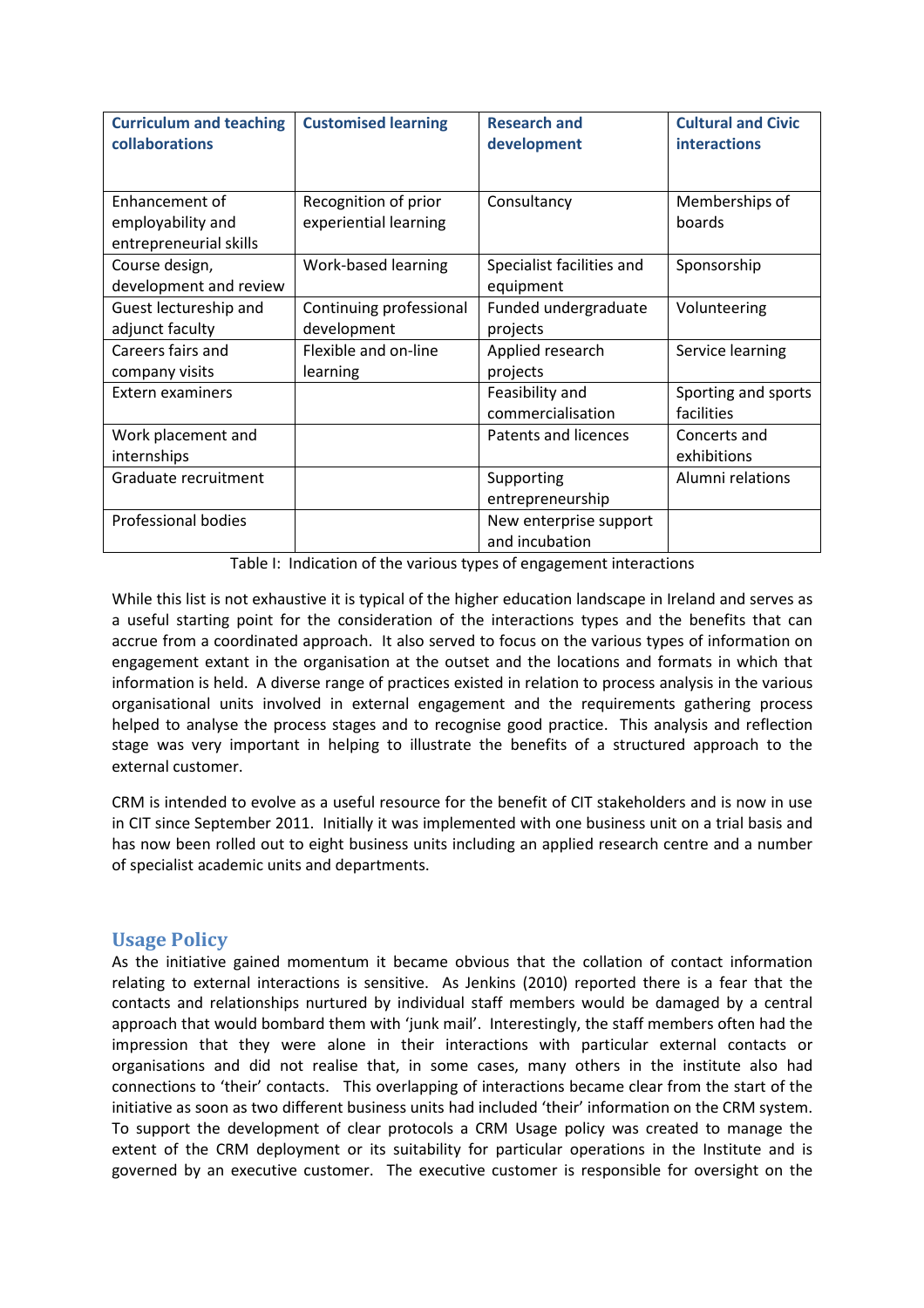| Curriculum and teaching collaborations | Customised learning | Research and development | Cultural and Civic interactions |
|---|---|---|---|
| Enhancement of employability and entrepreneurial skills | Recognition of prior experiential learning | Consultancy | Memberships of boards |
| Course design, development and review | Work-based learning | Specialist facilities and equipment | Sponsorship |
| Guest lectureship and adjunct faculty | Continuing professional development | Funded undergraduate projects | Volunteering |
| Careers fairs and company visits | Flexible and on-line learning | Applied research projects | Service learning |
| Extern examiners | | Feasibility and commercialisation | Sporting and sports facilities |
| Work placement and internships | | Patents and licences | Concerts and exhibitions |
| Graduate recruitment | | Supporting entrepreneurship | Alumni relations |
| Professional bodies | | New enterprise support and incubation | |

Table I: Indication of the various types of engagement interactions

While this list is not exhaustive it is typical of the higher education landscape in Ireland and serves as a useful starting point for the consideration of the interactions types and the benefits that can accrue from a coordinated approach. It also served to focus on the various types of information on engagement extant in the organisation at the outset and the locations and formats in which that information is held. A diverse range of practices existed in relation to process analysis in the various organisational units involved in external engagement and the requirements gathering process helped to analyse the process stages and to recognise good practice. This analysis and reflection stage was very important in helping to illustrate the benefits of a structured approach to the external customer.

CRM is intended to evolve as a useful resource for the benefit of CIT stakeholders and is now in use in CIT since September 2011. Initially it was implemented with one business unit on a trial basis and has now been rolled out to eight business units including an applied research centre and a number of specialist academic units and departments.

## Usage Policy

As the initiative gained momentum it became obvious that the collation of contact information relating to external interactions is sensitive. As Jenkins (2010) reported there is a fear that the contacts and relationships nurtured by individual staff members would be damaged by a central approach that would bombard them with 'junk mail'. Interestingly, the staff members often had the impression that they were alone in their interactions with particular external contacts or organisations and did not realise that, in some cases, many others in the institute also had connections to 'their' contacts. This overlapping of interactions became clear from the start of the initiative as soon as two different business units had included 'their' information on the CRM system. To support the development of clear protocols a CRM Usage policy was created to manage the extent of the CRM deployment or its suitability for particular operations in the Institute and is governed by an executive customer. The executive customer is responsible for oversight on the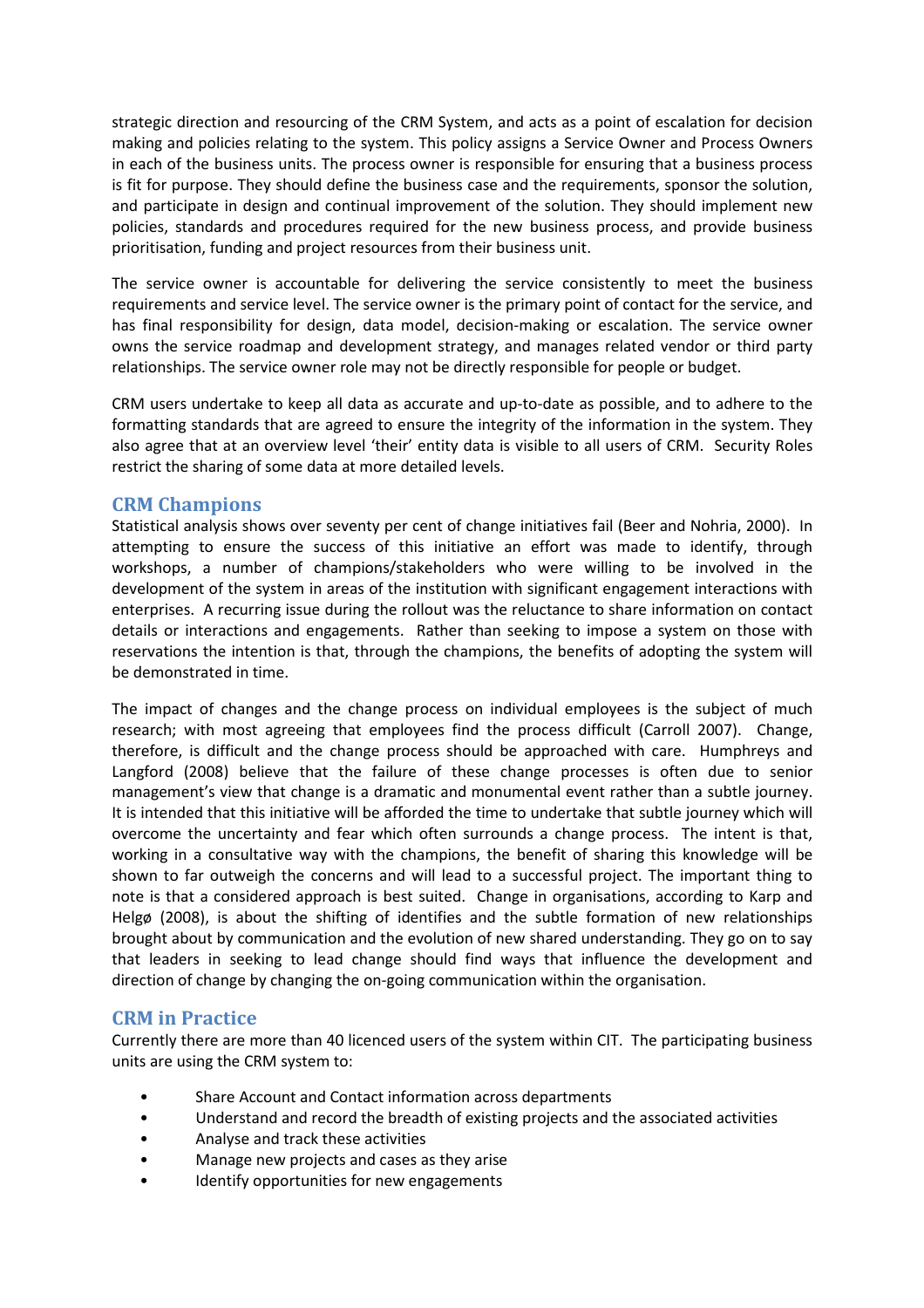strategic direction and resourcing of the CRM System, and acts as a point of escalation for decision making and policies relating to the system. This policy assigns a Service Owner and Process Owners in each of the business units. The process owner is responsible for ensuring that a business process is fit for purpose. They should define the business case and the requirements, sponsor the solution, and participate in design and continual improvement of the solution. They should implement new policies, standards and procedures required for the new business process, and provide business prioritisation, funding and project resources from their business unit.

The service owner is accountable for delivering the service consistently to meet the business requirements and service level. The service owner is the primary point of contact for the service, and has final responsibility for design, data model, decision-making or escalation. The service owner owns the service roadmap and development strategy, and manages related vendor or third party relationships. The service owner role may not be directly responsible for people or budget.

CRM users undertake to keep all data as accurate and up-to-date as possible, and to adhere to the formatting standards that are agreed to ensure the integrity of the information in the system. They also agree that at an overview level 'their' entity data is visible to all users of CRM. Security Roles restrict the sharing of some data at more detailed levels.

## CRM Champions

Statistical analysis shows over seventy per cent of change initiatives fail (Beer and Nohria, 2000). In attempting to ensure the success of this initiative an effort was made to identify, through workshops, a number of champions/stakeholders who were willing to be involved in the development of the system in areas of the institution with significant engagement interactions with enterprises. A recurring issue during the rollout was the reluctance to share information on contact details or interactions and engagements. Rather than seeking to impose a system on those with reservations the intention is that, through the champions, the benefits of adopting the system will be demonstrated in time.

The impact of changes and the change process on individual employees is the subject of much research; with most agreeing that employees find the process difficult (Carroll 2007). Change, therefore, is difficult and the change process should be approached with care. Humphreys and Langford (2008) believe that the failure of these change processes is often due to senior management's view that change is a dramatic and monumental event rather than a subtle journey. It is intended that this initiative will be afforded the time to undertake that subtle journey which will overcome the uncertainty and fear which often surrounds a change process. The intent is that, working in a consultative way with the champions, the benefit of sharing this knowledge will be shown to far outweigh the concerns and will lead to a successful project. The important thing to note is that a considered approach is best suited. Change in organisations, according to Karp and Helgø (2008), is about the shifting of identifies and the subtle formation of new relationships brought about by communication and the evolution of new shared understanding. They go on to say that leaders in seeking to lead change should find ways that influence the development and direction of change by changing the on-going communication within the organisation.

## CRM in Practice

Currently there are more than 40 licenced users of the system within CIT. The participating business units are using the CRM system to:

- Share Account and Contact information across departments
- Understand and record the breadth of existing projects and the associated activities
- Analyse and track these activities
- Manage new projects and cases as they arise
- Identify opportunities for new engagements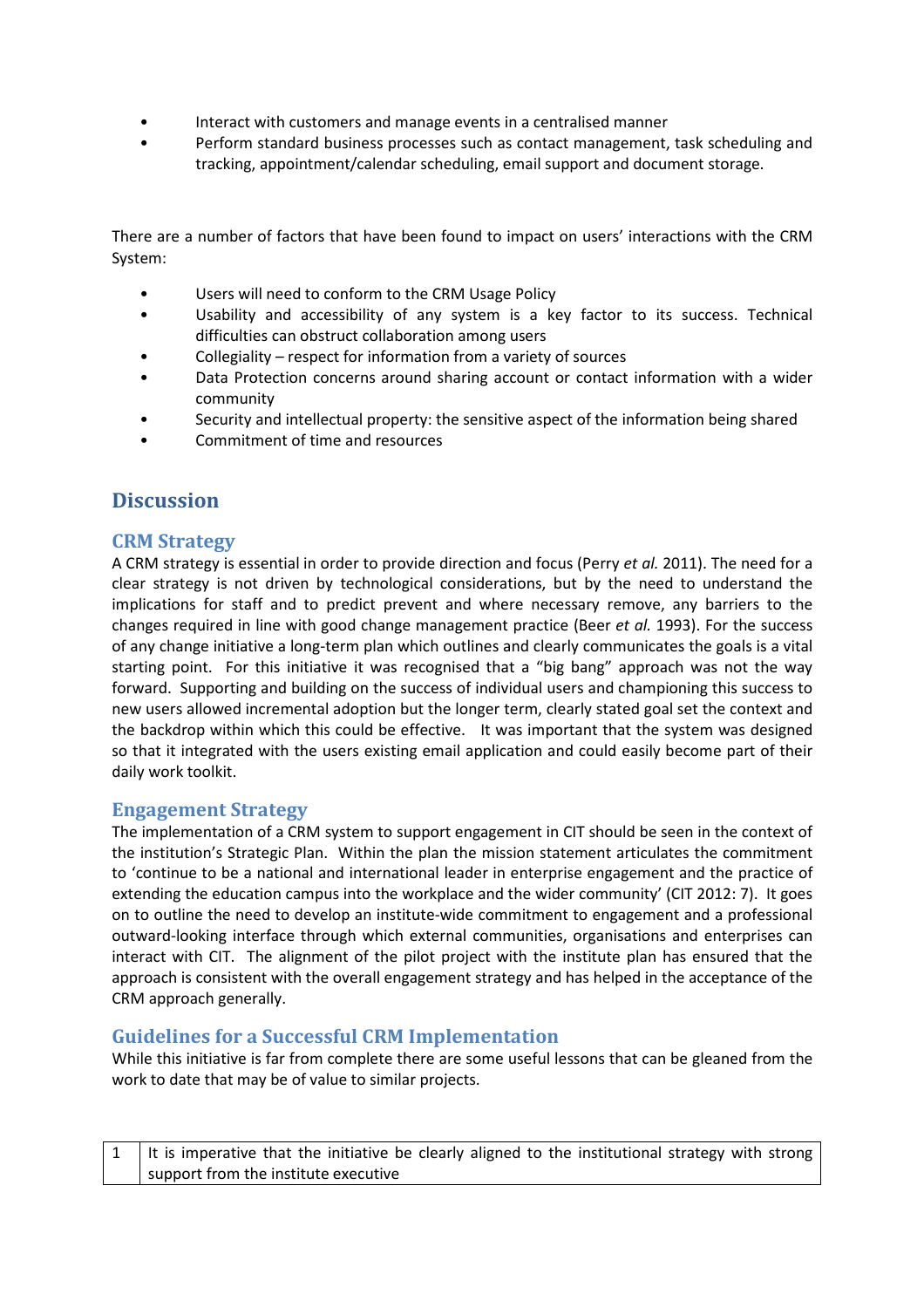- Interact with customers and manage events in a centralised manner
- Perform standard business processes such as contact management, task scheduling and tracking, appointment/calendar scheduling, email support and document storage.

There are a number of factors that have been found to impact on users' interactions with the CRM System:

- Users will need to conform to the CRM Usage Policy
- Usability and accessibility of any system is a key factor to its success. Technical difficulties can obstruct collaboration among users
- Collegiality – respect for information from a variety of sources
- Data Protection concerns around sharing account or contact information with a wider community
- Security and intellectual property: the sensitive aspect of the information being shared
- Commitment of time and resources

# Discussion

## CRM Strategy

A CRM strategy is essential in order to provide direction and focus (Perry *et al.* 2011). The need for a clear strategy is not driven by technological considerations, but by the need to understand the implications for staff and to predict prevent and where necessary remove, any barriers to the changes required in line with good change management practice (Beer *et al.* 1993). For the success of any change initiative a long-term plan which outlines and clearly communicates the goals is a vital starting point. For this initiative it was recognised that a "big bang" approach was not the way forward. Supporting and building on the success of individual users and championing this success to new users allowed incremental adoption but the longer term, clearly stated goal set the context and the backdrop within which this could be effective. It was important that the system was designed so that it integrated with the users existing email application and could easily become part of their daily work toolkit.

## Engagement Strategy

The implementation of a CRM system to support engagement in CIT should be seen in the context of the institution's Strategic Plan. Within the plan the mission statement articulates the commitment to 'continue to be a national and international leader in enterprise engagement and the practice of extending the education campus into the workplace and the wider community' (CIT 2012: 7). It goes on to outline the need to develop an institute-wide commitment to engagement and a professional outward-looking interface through which external communities, organisations and enterprises can interact with CIT. The alignment of the pilot project with the institute plan has ensured that the approach is consistent with the overall engagement strategy and has helped in the acceptance of the CRM approach generally.

## Guidelines for a Successful CRM Implementation

While this initiative is far from complete there are some useful lessons that can be gleaned from the work to date that may be of value to similar projects.

| | |
|---|---|
| 1 | It is imperative that the initiative be clearly aligned to the institutional strategy with strong support from the institute executive |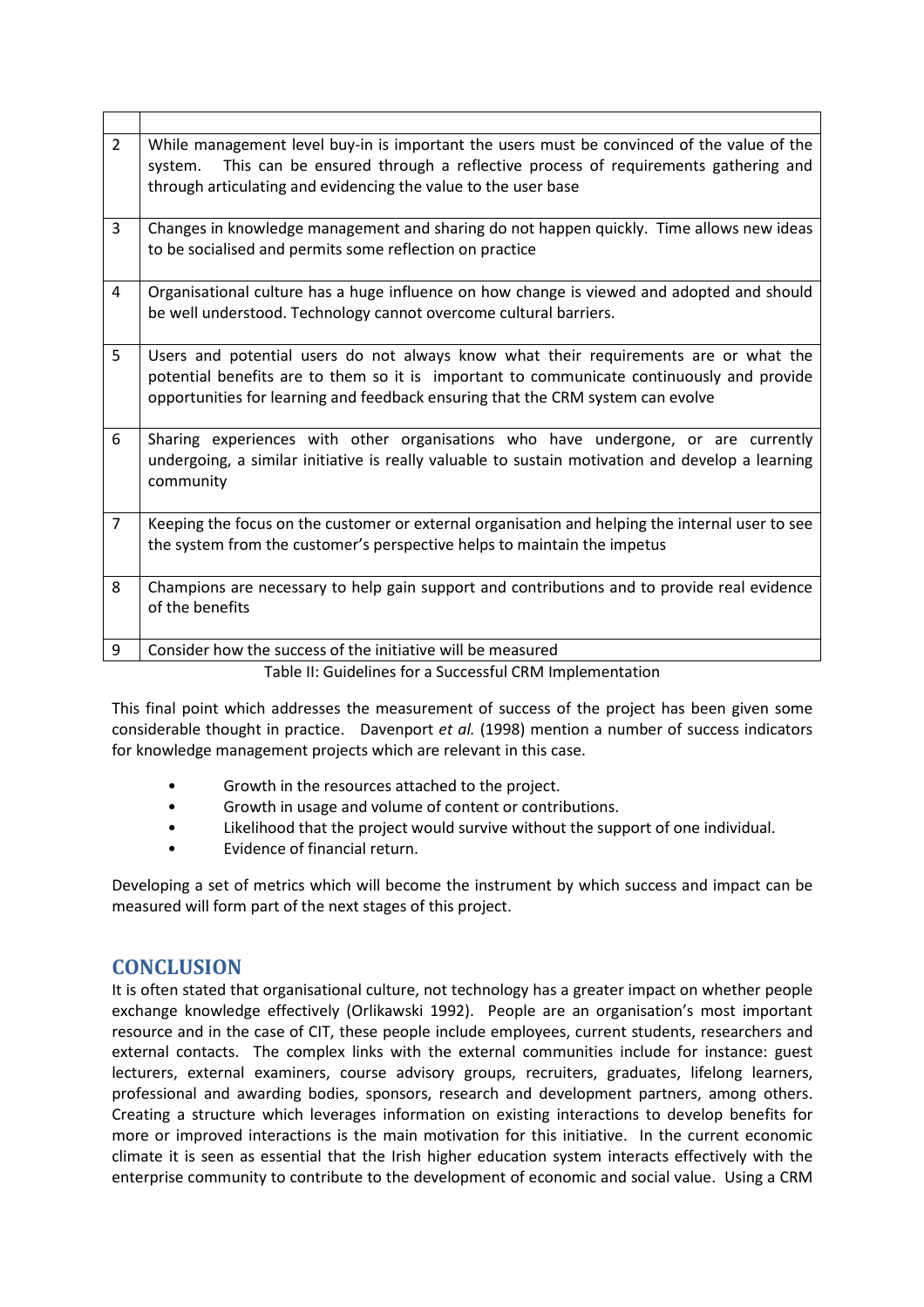| | |
|---|---|
| 2 | While management level buy-in is important the users must be convinced of the value of the system. This can be ensured through a reflective process of requirements gathering and through articulating and evidencing the value to the user base |
| 3 | Changes in knowledge management and sharing do not happen quickly. Time allows new ideas to be socialised and permits some reflection on practice |
| 4 | Organisational culture has a huge influence on how change is viewed and adopted and should be well understood. Technology cannot overcome cultural barriers. |
| 5 | Users and potential users do not always know what their requirements are or what the potential benefits are to them so it is important to communicate continuously and provide opportunities for learning and feedback ensuring that the CRM system can evolve |
| 6 | Sharing experiences with other organisations who have undergone, or are currently undergoing, a similar initiative is really valuable to sustain motivation and develop a learning community |
| 7 | Keeping the focus on the customer or external organisation and helping the internal user to see the system from the customer's perspective helps to maintain the impetus |
| 8 | Champions are necessary to help gain support and contributions and to provide real evidence of the benefits |
| 9 | Consider how the success of the initiative will be measured |

Table II: Guidelines for a Successful CRM Implementation

This final point which addresses the measurement of success of the project has been given some considerable thought in practice. Davenport *et al.* (1998) mention a number of success indicators for knowledge management projects which are relevant in this case.

- Growth in the resources attached to the project.
- Growth in usage and volume of content or contributions.
- Likelihood that the project would survive without the support of one individual.
- Evidence of financial return.

Developing a set of metrics which will become the instrument by which success and impact can be measured will form part of the next stages of this project.

## CONCLUSION

It is often stated that organisational culture, not technology has a greater impact on whether people exchange knowledge effectively (Orlikawski 1992). People are an organisation's most important resource and in the case of CIT, these people include employees, current students, researchers and external contacts. The complex links with the external communities include for instance: guest lecturers, external examiners, course advisory groups, recruiters, graduates, lifelong learners, professional and awarding bodies, sponsors, research and development partners, among others. Creating a structure which leverages information on existing interactions to develop benefits for more or improved interactions is the main motivation for this initiative. In the current economic climate it is seen as essential that the Irish higher education system interacts effectively with the enterprise community to contribute to the development of economic and social value. Using a CRM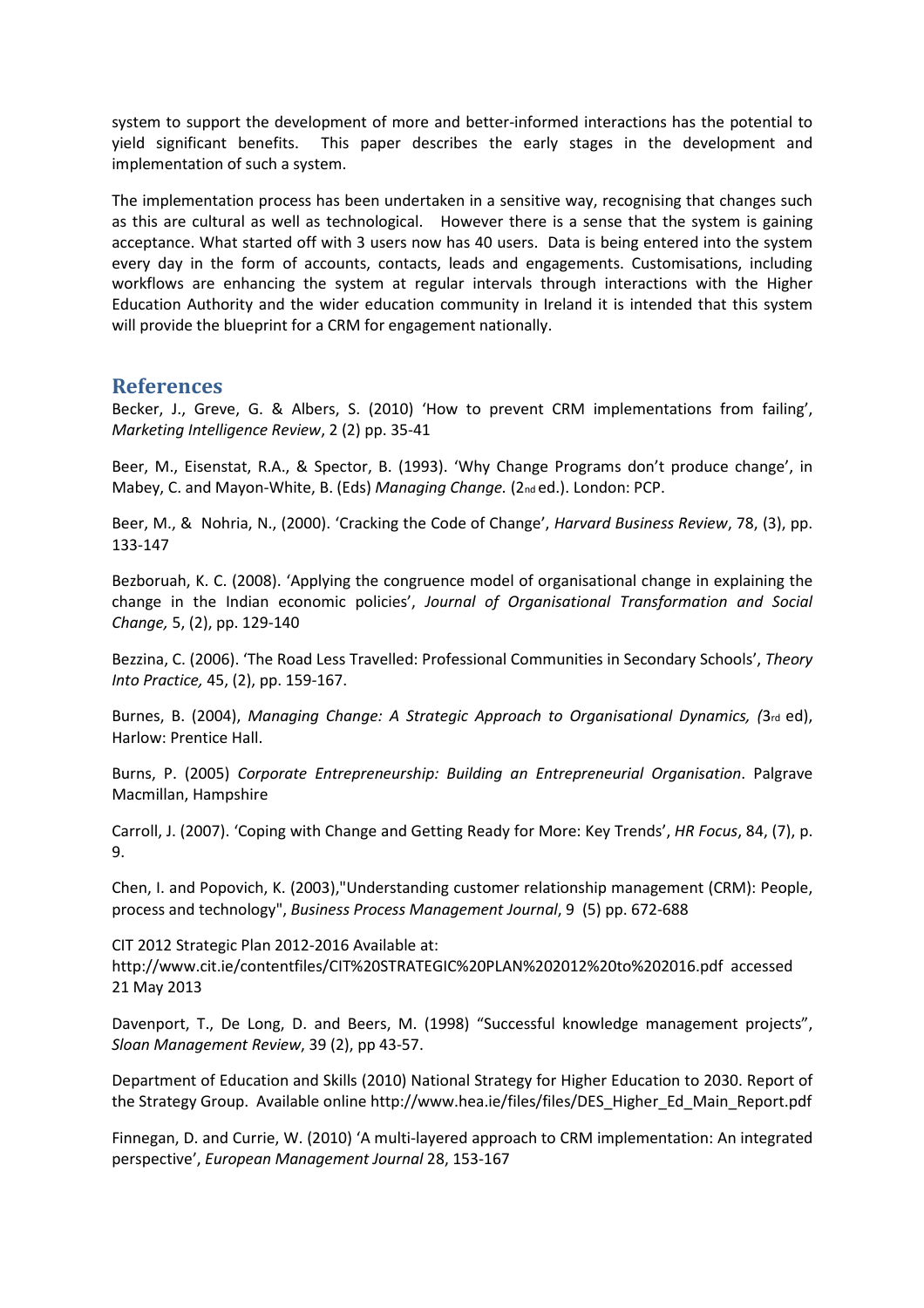system to support the development of more and better-informed interactions has the potential to yield significant benefits. This paper describes the early stages in the development and implementation of such a system.

The implementation process has been undertaken in a sensitive way, recognising that changes such as this are cultural as well as technological. However there is a sense that the system is gaining acceptance. What started off with 3 users now has 40 users. Data is being entered into the system every day in the form of accounts, contacts, leads and engagements. Customisations, including workflows are enhancing the system at regular intervals through interactions with the Higher Education Authority and the wider education community in Ireland it is intended that this system will provide the blueprint for a CRM for engagement nationally.

## References

Becker, J., Greve, G. & Albers, S. (2010) 'How to prevent CRM implementations from failing', *Marketing Intelligence Review*, 2 (2) pp. 35-41

Beer, M., Eisenstat, R.A., & Spector, B. (1993). 'Why Change Programs don't produce change', in Mabey, C. and Mayon-White, B. (Eds) *Managing Change.* (2nd ed.). London: PCP.

Beer, M., & Nohria, N., (2000). 'Cracking the Code of Change', *Harvard Business Review*, 78, (3), pp. 133-147

Bezboruah, K. C. (2008). 'Applying the congruence model of organisational change in explaining the change in the Indian economic policies', *Journal of Organisational Transformation and Social Change,* 5, (2), pp. 129-140

Bezzina, C. (2006). 'The Road Less Travelled: Professional Communities in Secondary Schools', *Theory Into Practice,* 45, (2), pp. 159-167.

Burnes, B. (2004), *Managing Change: A Strategic Approach to Organisational Dynamics, (*3rd ed), Harlow: Prentice Hall.

Burns, P. (2005) *Corporate Entrepreneurship: Building an Entrepreneurial Organisation*. Palgrave Macmillan, Hampshire

Carroll, J. (2007). 'Coping with Change and Getting Ready for More: Key Trends', *HR Focus*, 84, (7), p. 9.

Chen, I. and Popovich, K. (2003),"Understanding customer relationship management (CRM): People, process and technology", *Business Process Management Journal*, 9 (5) pp. 672-688

CIT 2012 Strategic Plan 2012-2016 Available at:
http://www.cit.ie/contentfiles/CIT%20STRATEGIC%20PLAN%202012%20to%202016.pdf accessed 21 May 2013

Davenport, T., De Long, D. and Beers, M. (1998) "Successful knowledge management projects", *Sloan Management Review*, 39 (2), pp 43-57.

Department of Education and Skills (2010) National Strategy for Higher Education to 2030. Report of the Strategy Group. Available online http://www.hea.ie/files/files/DES_Higher_Ed_Main_Report.pdf

Finnegan, D. and Currie, W. (2010) 'A multi-layered approach to CRM implementation: An integrated perspective', *European Management Journal* 28, 153-167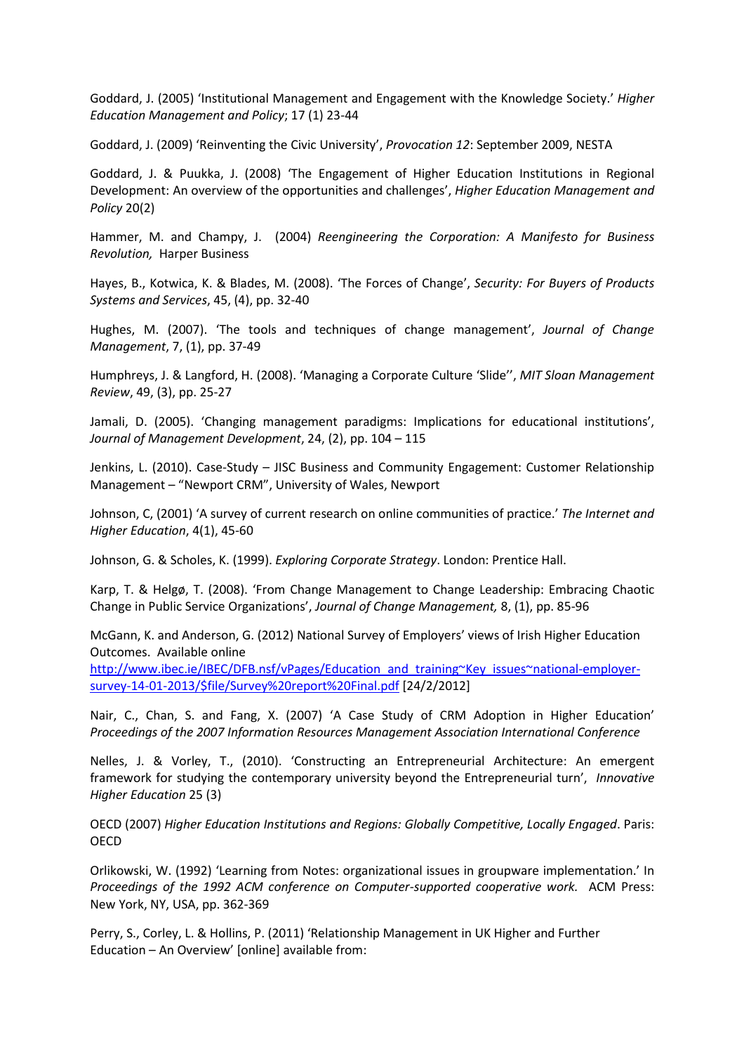Goddard, J. (2005) 'Institutional Management and Engagement with the Knowledge Society.' *Higher Education Management and Policy*; 17 (1) 23-44

Goddard, J. (2009) 'Reinventing the Civic University', *Provocation 12*: September 2009, NESTA

Goddard, J. & Puukka, J. (2008) 'The Engagement of Higher Education Institutions in Regional Development: An overview of the opportunities and challenges', *Higher Education Management and Policy* 20(2)

Hammer, M. and Champy, J. (2004) *Reengineering the Corporation: A Manifesto for Business Revolution,* Harper Business

Hayes, B., Kotwica, K. & Blades, M. (2008). 'The Forces of Change', *Security: For Buyers of Products Systems and Services*, 45, (4), pp. 32-40

Hughes, M. (2007). 'The tools and techniques of change management', *Journal of Change Management*, 7, (1), pp. 37-49

Humphreys, J. & Langford, H. (2008). 'Managing a Corporate Culture 'Slide'', *MIT Sloan Management Review*, 49, (3), pp. 25-27

Jamali, D. (2005). 'Changing management paradigms: Implications for educational institutions', *Journal of Management Development*, 24, (2), pp. 104 – 115

Jenkins, L. (2010). Case-Study – JISC Business and Community Engagement: Customer Relationship Management – "Newport CRM", University of Wales, Newport

Johnson, C, (2001) 'A survey of current research on online communities of practice.' *The Internet and Higher Education*, 4(1), 45-60

Johnson, G. & Scholes, K. (1999). *Exploring Corporate Strategy*. London: Prentice Hall.

Karp, T. & Helgø, T. (2008). 'From Change Management to Change Leadership: Embracing Chaotic Change in Public Service Organizations', *Journal of Change Management,* 8, (1), pp. 85-96

McGann, K. and Anderson, G. (2012) National Survey of Employers' views of Irish Higher Education Outcomes. Available online [http://www.ibec.ie/IBEC/DFB.nsf/vPages/Education_and_training~Key_issues~national-employer-survey-14-01-2013/$file/Survey%20report%20Final.pdf](http://www.ibec.ie/IBEC/DFB.nsf/vPages/Education_and_training~Key_issues~national-employer-survey-14-01-2013/$file/Survey%20report%20Final.pdf) [24/2/2012]

Nair, C., Chan, S. and Fang, X. (2007) 'A Case Study of CRM Adoption in Higher Education' *Proceedings of the 2007 Information Resources Management Association International Conference*

Nelles, J. & Vorley, T., (2010). 'Constructing an Entrepreneurial Architecture: An emergent framework for studying the contemporary university beyond the Entrepreneurial turn', *Innovative Higher Education* 25 (3)

OECD (2007) *Higher Education Institutions and Regions: Globally Competitive, Locally Engaged*. Paris: OECD

Orlikowski, W. (1992) 'Learning from Notes: organizational issues in groupware implementation.' In *Proceedings of the 1992 ACM conference on Computer-supported cooperative work.* ACM Press: New York, NY, USA, pp. 362-369

Perry, S., Corley, L. & Hollins, P. (2011) 'Relationship Management in UK Higher and Further Education – An Overview' [online] available from: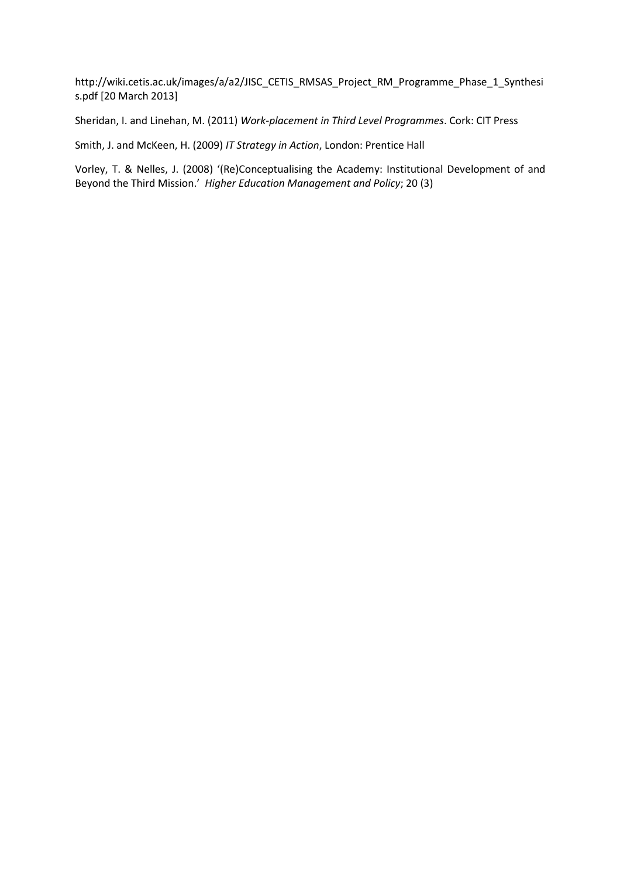http://wiki.cetis.ac.uk/images/a/a2/JISC_CETIS_RMSAS_Project_RM_Programme_Phase_1_Synthesis.pdf [20 March 2013]

Sheridan, I. and Linehan, M. (2011) *Work-placement in Third Level Programmes*. Cork: CIT Press

Smith, J. and McKeen, H. (2009) *IT Strategy in Action*, London: Prentice Hall

Vorley, T. & Nelles, J. (2008) '(Re)Conceptualising the Academy: Institutional Development of and Beyond the Third Mission.' *Higher Education Management and Policy*; 20 (3)